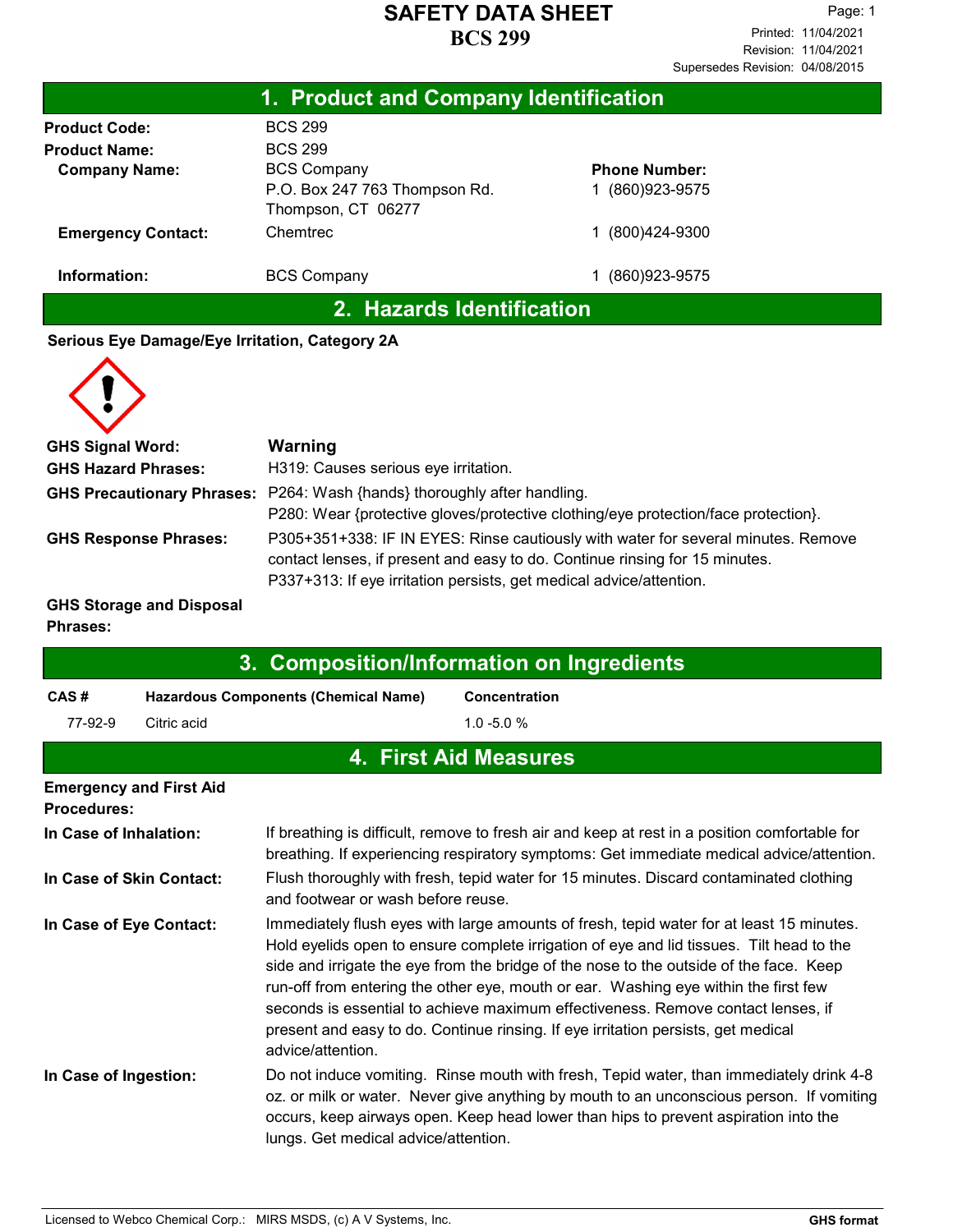# SAFETY DATA SHEET
# BCS 299

Printed: 11/04/2021
Revision: 11/04/2021
Supersedes Revision: 04/08/2015

## 1. Product and Company Identification

| | | |
|---|---|---|
| **Product Code:** | BCS 299 | |
| **Product Name:** | BCS 299 | |
| **Company Name:** | BCS Company<br>P.O. Box 247 763 Thompson Rd.<br>Thompson, CT 06277 | **Phone Number:**<br>1 (860)923-9575 |
| **Emergency Contact:** | Chemtrec | 1 (800)424-9300 |
| **Information:** | BCS Company | 1 (860)923-9575 |

## 2. Hazards Identification

**Serious Eye Damage/Eye Irritation, Category 2A**

**GHS Signal Word:** **Warning**

**GHS Hazard Phrases:** H319: Causes serious eye irritation.

**GHS Precautionary Phrases:** P264: Wash {hands} thoroughly after handling.
P280: Wear {protective gloves/protective clothing/eye protection/face protection}.

**GHS Response Phrases:** P305+351+338: IF IN EYES: Rinse cautiously with water for several minutes. Remove contact lenses, if present and easy to do. Continue rinsing for 15 minutes.
P337+313: If eye irritation persists, get medical advice/attention.

**GHS Storage and Disposal Phrases:**

## 3. Composition/Information on Ingredients

| CAS # | Hazardous Components (Chemical Name) | Concentration |
|---|---|---|
| 77-92-9 | Citric acid | 1.0 -5.0 % |

## 4. First Aid Measures

**Emergency and First Aid Procedures:**

**In Case of Inhalation:** If breathing is difficult, remove to fresh air and keep at rest in a position comfortable for breathing. If experiencing respiratory symptoms: Get immediate medical advice/attention.

**In Case of Skin Contact:** Flush thoroughly with fresh, tepid water for 15 minutes. Discard contaminated clothing and footwear or wash before reuse.

**In Case of Eye Contact:** Immediately flush eyes with large amounts of fresh, tepid water for at least 15 minutes. Hold eyelids open to ensure complete irrigation of eye and lid tissues. Tilt head to the side and irrigate the eye from the bridge of the nose to the outside of the face. Keep run-off from entering the other eye, mouth or ear. Washing eye within the first few seconds is essential to achieve maximum effectiveness. Remove contact lenses, if present and easy to do. Continue rinsing. If eye irritation persists, get medical advice/attention.

**In Case of Ingestion:** Do not induce vomiting. Rinse mouth with fresh, Tepid water, than immediately drink 4-8 oz. or milk or water. Never give anything by mouth to an unconscious person. If vomiting occurs, keep airways open. Keep head lower than hips to prevent aspiration into the lungs. Get medical advice/attention.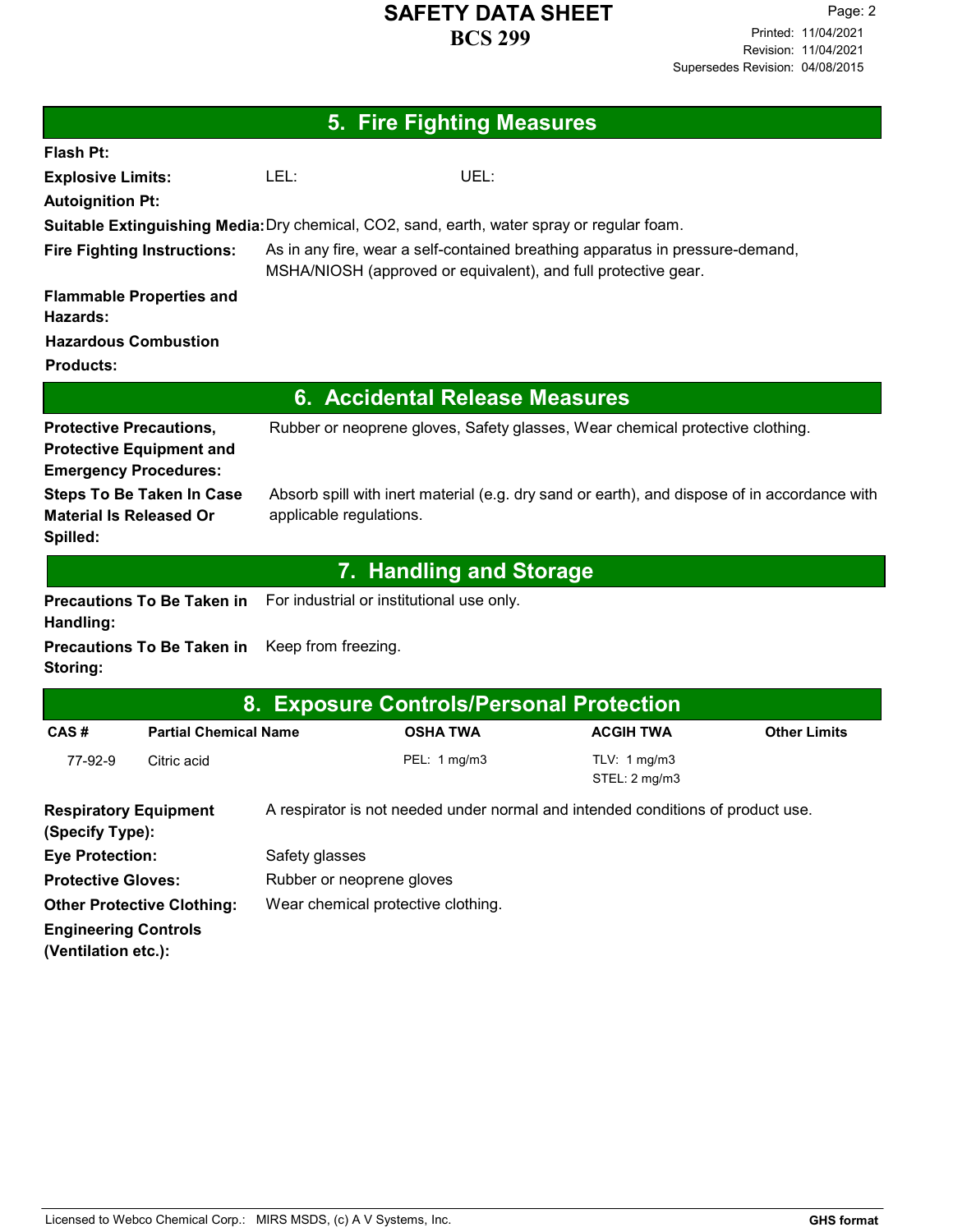## 5. Fire Fighting Measures

**Flash Pt:**

**Explosive Limits:** LEL: UEL:

**Autoignition Pt:**

**Suitable Extinguishing Media:** Dry chemical, $CO_2$, sand, earth, water spray or regular foam.

**Fire Fighting Instructions:** As in any fire, wear a self-contained breathing apparatus in pressure-demand, MSHA/NIOSH (approved or equivalent), and full protective gear.

**Flammable Properties and Hazards:**

**Hazardous Combustion Products:**

## 6. Accidental Release Measures

**Protective Precautions, Protective Equipment and Emergency Procedures:** Rubber or neoprene gloves, Safety glasses, Wear chemical protective clothing.

**Steps To Be Taken In Case Material Is Released Or Spilled:** Absorb spill with inert material (e.g. dry sand or earth), and dispose of in accordance with applicable regulations.

## 7. Handling and Storage

**Precautions To Be Taken in Handling:** For industrial or institutional use only.

**Precautions To Be Taken in Storing:** Keep from freezing.

## 8. Exposure Controls/Personal Protection

| CAS # | Partial Chemical Name | OSHA TWA | ACGIH TWA | Other Limits |
|---|---|---|---|---|
| 77-92-9 | Citric acid | PEL: 1 mg/m3 | TLV: 1 mg/m3<br>STEL: 2 mg/m3 | |

**Respiratory Equipment (Specify Type):** A respirator is not needed under normal and intended conditions of product use.

**Eye Protection:** Safety glasses

**Protective Gloves:** Rubber or neoprene gloves

**Other Protective Clothing:** Wear chemical protective clothing.

**Engineering Controls (Ventilation etc.):**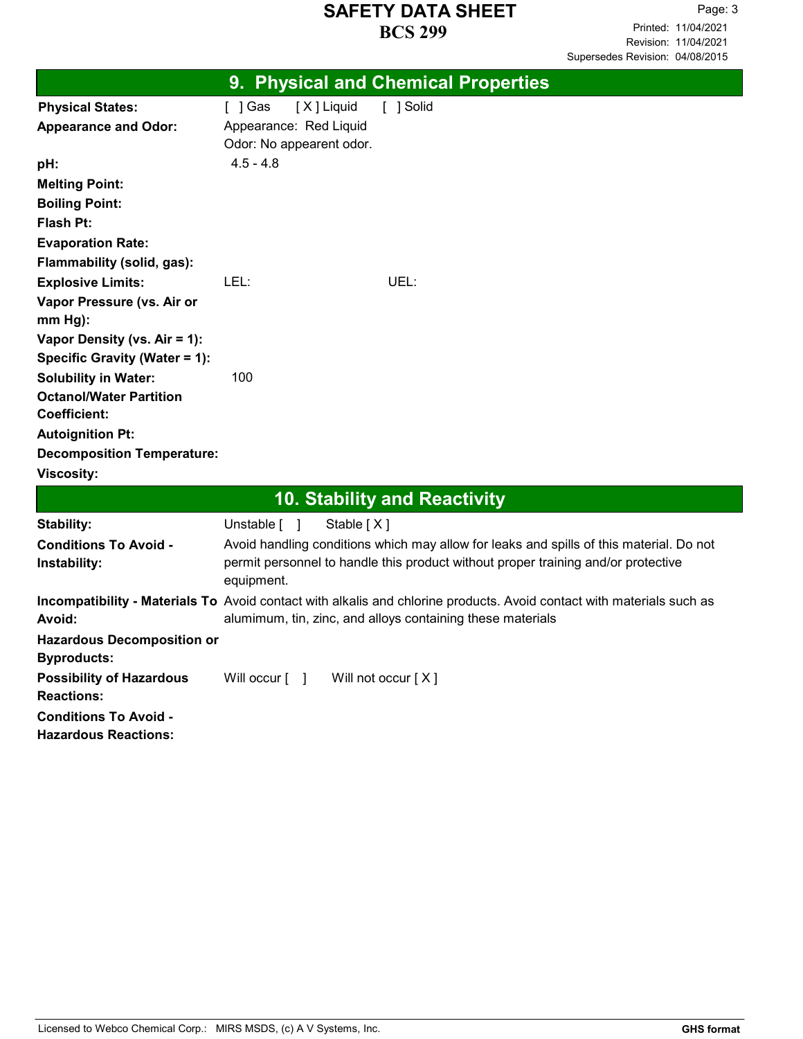## 9. Physical and Chemical Properties

| | |
|---|---|
| **Physical States:** | [ ] Gas [ X ] Liquid [ ] Solid |
| **Appearance and Odor:** | Appearance: Red Liquid<br>Odor: No appearent odor. |
| **pH:** | 4.5 - 4.8 |
| **Melting Point:** | |
| **Boiling Point:** | |
| **Flash Pt:** | |
| **Evaporation Rate:** | |
| **Flammability (solid, gas):** | |
| **Explosive Limits:** | LEL: UEL: |
| **Vapor Pressure (vs. Air or mm Hg):** | |
| **Vapor Density (vs. Air = 1):** | |
| **Specific Gravity (Water = 1):** | |
| **Solubility in Water:** | 100 |
| **Octanol/Water Partition Coefficient:** | |
| **Autoignition Pt:** | |
| **Decomposition Temperature:** | |
| **Viscosity:** | |

## 10. Stability and Reactivity

| | |
|---|---|
| **Stability:** | Unstable [ ] Stable [ X ] |
| **Conditions To Avoid - Instability:** | Avoid handling conditions which may allow for leaks and spills of this material. Do not permit personnel to handle this product without proper training and/or protective equipment. |
| **Incompatibility - Materials To Avoid:** | Avoid contact with alkalis and chlorine products. Avoid contact with materials such as alumimum, tin, zinc, and alloys containing these materials |
| **Hazardous Decomposition or Byproducts:** | |
| **Possibility of Hazardous Reactions:** | Will occur [ ] Will not occur [ X ] |
| **Conditions To Avoid - Hazardous Reactions:** | |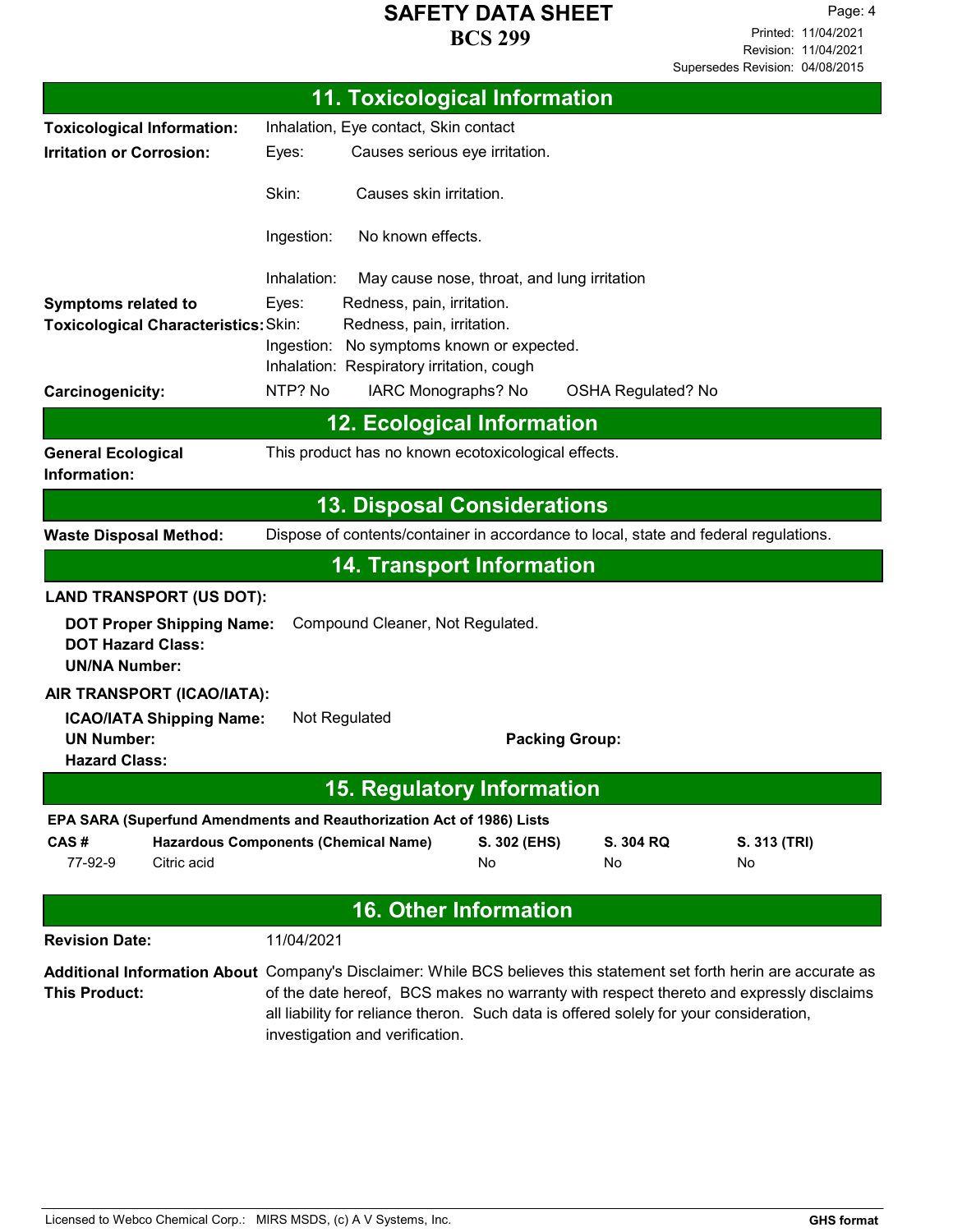## 11. Toxicological Information

**Toxicological Information:** Inhalation, Eye contact, Skin contact

**Irritation or Corrosion:**

- Eyes: Causes serious eye irritation.
- Skin: Causes skin irritation.
- Ingestion: No known effects.
- Inhalation: May cause nose, throat, and lung irritation

**Symptoms related to Toxicological Characteristics:**

- Eyes: Redness, pain, irritation.
- Skin: Redness, pain, irritation.
- Ingestion: No symptoms known or expected.
- Inhalation: Respiratory irritation, cough

**Carcinogenicity:** NTP? No IARC Monographs? No OSHA Regulated? No

## 12. Ecological Information

**General Ecological Information:** This product has no known ecotoxicological effects.

## 13. Disposal Considerations

**Waste Disposal Method:** Dispose of contents/container in accordance to local, state and federal regulations.

## 14. Transport Information

**LAND TRANSPORT (US DOT):**

**DOT Proper Shipping Name:** Compound Cleaner, Not Regulated.
**DOT Hazard Class:**
**UN/NA Number:**

**AIR TRANSPORT (ICAO/IATA):**

**ICAO/IATA Shipping Name:** Not Regulated
**UN Number:** **Packing Group:**
**Hazard Class:**

## 15. Regulatory Information

**EPA SARA (Superfund Amendments and Reauthorization Act of 1986) Lists**

| CAS # | Hazardous Components (Chemical Name) | S. 302 (EHS) | S. 304 RQ | S. 313 (TRI) |
|---|---|---|---|---|
| 77-92-9 | Citric acid | No | No | No |

## 16. Other Information

**Revision Date:** 11/04/2021

**Additional Information About This Product:** Company's Disclaimer: While BCS believes this statement set forth herin are accurate as of the date hereof, BCS makes no warranty with respect thereto and expressly disclaims all liability for reliance theron. Such data is offered solely for your consideration, investigation and verification.